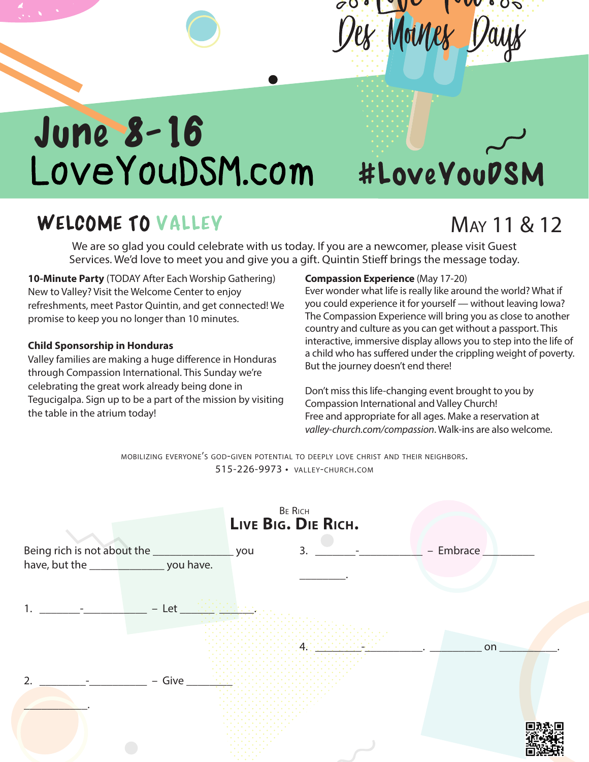Love You Des Moines Days

# June 8-16

LoveYouDSM.com

#LoveYouDSM

## WELCOME TO VALLEY

May 11 & 12

We are so glad you could celebrate with us today. If you are a newcomer, please visit Guest Services. We'd love to meet you and give you a gift. Quintin Stieff brings the message today.

**10-Minute Party** (TODAY After Each Worship Gathering)
New to Valley? Visit the Welcome Center to enjoy refreshments, meet Pastor Quintin, and get connected! We promise to keep you no longer than 10 minutes.

**Child Sponsorship in Honduras**
Valley families are making a huge difference in Honduras through Compassion International. This Sunday we're celebrating the great work already being done in Tegucigalpa. Sign up to be a part of the mission by visiting the table in the atrium today!

**Compassion Experience** (May 17-20)
Ever wonder what life is really like around the world? What if you could experience it for yourself — without leaving Iowa? The Compassion Experience will bring you as close to another country and culture as you can get without a passport. This interactive, immersive display allows you to step into the life of a child who has suffered under the crippling weight of poverty. But the journey doesn't end there!

Don't miss this life-changing event brought to you by Compassion International and Valley Church!
Free and appropriate for all ages. Make a reservation at *valley-church.com/compassion*. Walk-ins are also welcome.

MOBILIZING EVERYONE'S GOD-GIVEN POTENTIAL TO DEEPLY LOVE CHRIST AND THEIR NEIGHBORS.
515-226-9973 • VALLEY-CHURCH.COM

Be Rich

## Live Big. Die Rich.

Being rich is not about the ______________ you have, but the _____________ you have.

1. _______-___________ – Let ______ ______.

2. _________-__________ – Give ________ ___________.

3. _______-___________ – Embrace _________ ________.

4. ________-__________. _________ on __________.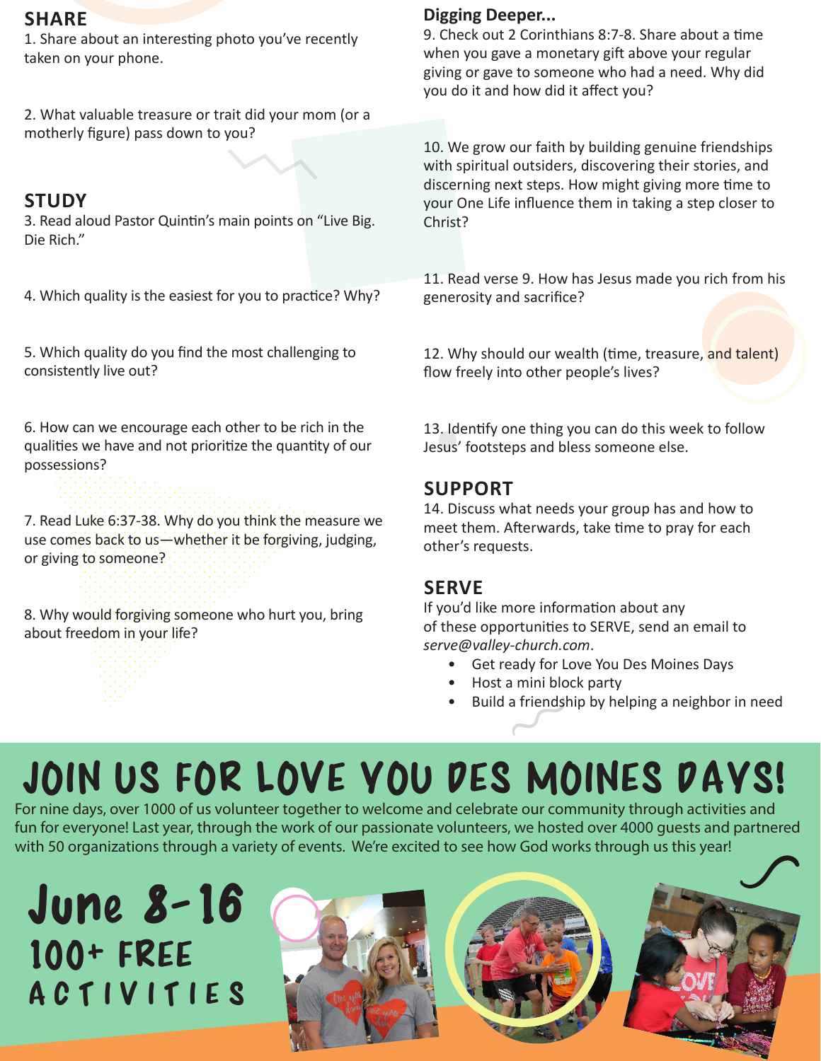## SHARE

1. Share about an interesting photo you've recently taken on your phone.

2. What valuable treasure or trait did your mom (or a motherly figure) pass down to you?

## STUDY

3. Read aloud Pastor Quintin's main points on "Live Big. Die Rich."

4. Which quality is the easiest for you to practice? Why?

5. Which quality do you find the most challenging to consistently live out?

6. How can we encourage each other to be rich in the qualities we have and not prioritize the quantity of our possessions?

7. Read Luke 6:37-38. Why do you think the measure we use comes back to us—whether it be forgiving, judging, or giving to someone?

8. Why would forgiving someone who hurt you, bring about freedom in your life?

### Digging Deeper...

9. Check out 2 Corinthians 8:7-8. Share about a time when you gave a monetary gift above your regular giving or gave to someone who had a need. Why did you do it and how did it affect you?

10. We grow our faith by building genuine friendships with spiritual outsiders, discovering their stories, and discerning next steps. How might giving more time to your One Life influence them in taking a step closer to Christ?

11. Read verse 9. How has Jesus made you rich from his generosity and sacrifice?

12. Why should our wealth (time, treasure, and talent) flow freely into other people's lives?

13. Identify one thing you can do this week to follow Jesus' footsteps and bless someone else.

## SUPPORT

14. Discuss what needs your group has and how to meet them. Afterwards, take time to pray for each other's requests.

## SERVE

If you'd like more information about any of these opportunities to SERVE, send an email to *serve@valley-church.com*.

- Get ready for Love You Des Moines Days
- Host a mini block party
- Build a friendship by helping a neighbor in need

# JOIN US FOR LOVE YOU DES MOINES DAYS!

For nine days, over 1000 of us volunteer together to welcome and celebrate our community through activities and fun for everyone! Last year, through the work of our passionate volunteers, we hosted over 4000 guests and partnered with 50 organizations through a variety of events. We're excited to see how God works through us this year!

**June 8-16**

**100+ FREE ACTIVITIES**